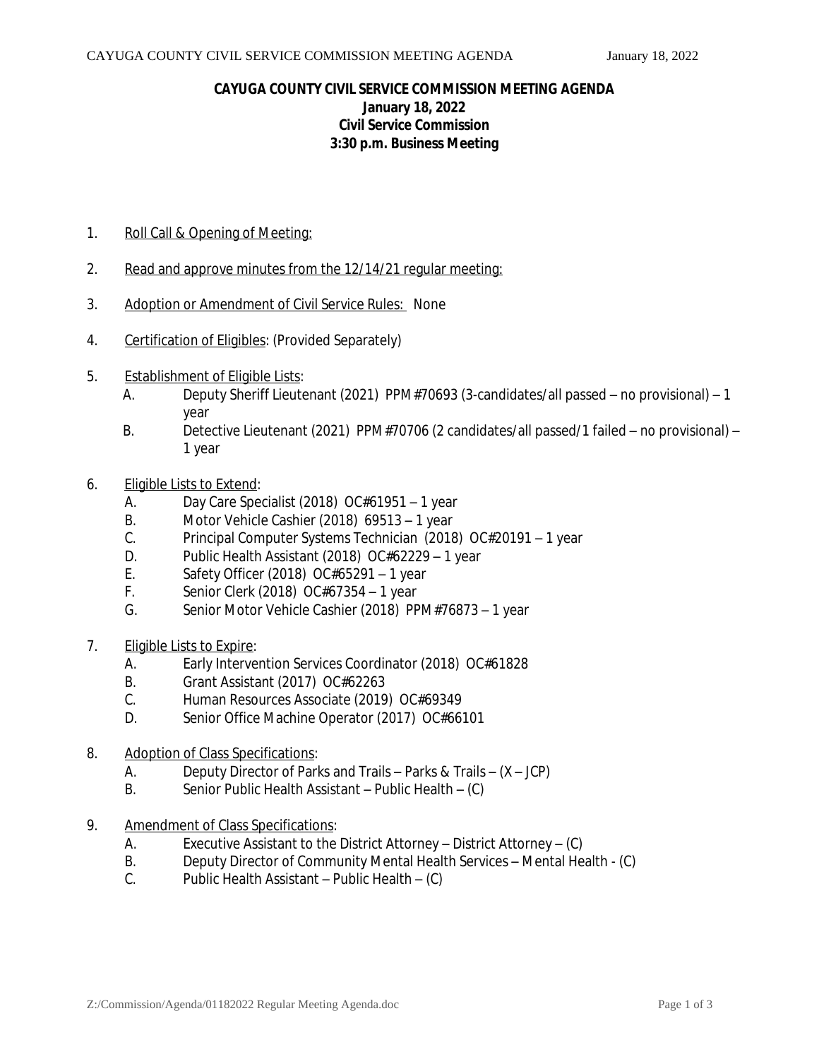**CAYUGA COUNTY CIVIL SERVICE COMMISSION MEETING AGENDA**
**January 18, 2022**
**Civil Service Commission**
**3:30 p.m. Business Meeting**

1. Roll Call & Opening of Meeting:

2. Read and approve minutes from the 12/14/21 regular meeting:

3. Adoption or Amendment of Civil Service Rules: None

4. Certification of Eligibles: (Provided Separately)

5. Establishment of Eligible Lists:
   - A. Deputy Sheriff Lieutenant (2021) PPM#70693 (3-candidates/all passed – no provisional) – 1 year
   - B. Detective Lieutenant (2021) PPM#70706 (2 candidates/all passed/1 failed – no provisional) – 1 year

6. Eligible Lists to Extend:
   - A. Day Care Specialist (2018) OC#61951 – 1 year
   - B. Motor Vehicle Cashier (2018) 69513 – 1 year
   - C. Principal Computer Systems Technician (2018) OC#20191 – 1 year
   - D. Public Health Assistant (2018) OC#62229 – 1 year
   - E. Safety Officer (2018) OC#65291 – 1 year
   - F. Senior Clerk (2018) OC#67354 – 1 year
   - G. Senior Motor Vehicle Cashier (2018) PPM#76873 – 1 year

7. Eligible Lists to Expire:
   - A. Early Intervention Services Coordinator (2018) OC#61828
   - B. Grant Assistant (2017) OC#62263
   - C. Human Resources Associate (2019) OC#69349
   - D. Senior Office Machine Operator (2017) OC#66101

8. Adoption of Class Specifications:
   - A. Deputy Director of Parks and Trails – Parks & Trails – (X – JCP)
   - B. Senior Public Health Assistant – Public Health – (C)

9. Amendment of Class Specifications:
   - A. Executive Assistant to the District Attorney – District Attorney – (C)
   - B. Deputy Director of Community Mental Health Services – Mental Health - (C)
   - C. Public Health Assistant – Public Health – (C)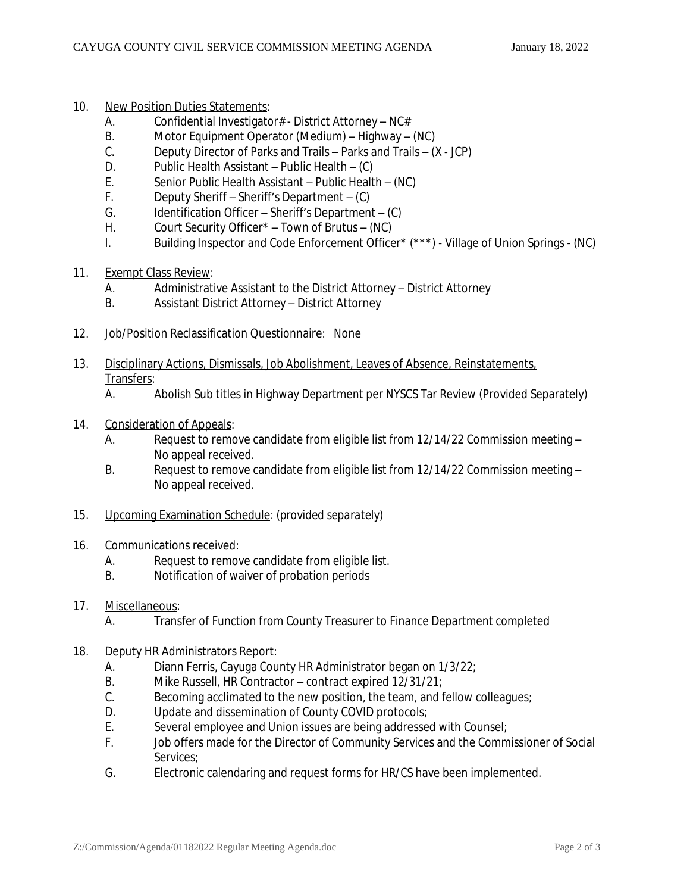10. New Position Duties Statements:
    - A. Confidential Investigator# - District Attorney – NC#
    - B. Motor Equipment Operator (Medium) – Highway – (NC)
    - C. Deputy Director of Parks and Trails – Parks and Trails – (X - JCP)
    - D. Public Health Assistant – Public Health – (C)
    - E. Senior Public Health Assistant – Public Health – (NC)
    - F. Deputy Sheriff – Sheriff's Department – (C)
    - G. Identification Officer – Sheriff's Department – (C)
    - H. Court Security Officer* – Town of Brutus – (NC)
    - I. Building Inspector and Code Enforcement Officer* (***) - Village of Union Springs - (NC)

11. Exempt Class Review:
    - A. Administrative Assistant to the District Attorney – District Attorney
    - B. Assistant District Attorney – District Attorney

12. Job/Position Reclassification Questionnaire: None

13. Disciplinary Actions, Dismissals, Job Abolishment, Leaves of Absence, Reinstatements, Transfers:
    - A. Abolish Sub titles in Highway Department per NYSCS Tar Review (Provided Separately)

14. Consideration of Appeals:
    - A. Request to remove candidate from eligible list from 12/14/22 Commission meeting – No appeal received.
    - B. Request to remove candidate from eligible list from 12/14/22 Commission meeting – No appeal received.

15. Upcoming Examination Schedule: (provided separately)

16. Communications received:
    - A. Request to remove candidate from eligible list.
    - B. Notification of waiver of probation periods

17. Miscellaneous:
    - A. Transfer of Function from County Treasurer to Finance Department completed

18. Deputy HR Administrators Report:
    - A. Diann Ferris, Cayuga County HR Administrator began on 1/3/22;
    - B. Mike Russell, HR Contractor – contract expired 12/31/21;
    - C. Becoming acclimated to the new position, the team, and fellow colleagues;
    - D. Update and dissemination of County COVID protocols;
    - E. Several employee and Union issues are being addressed with Counsel;
    - F. Job offers made for the Director of Community Services and the Commissioner of Social Services;
    - G. Electronic calendaring and request forms for HR/CS have been implemented.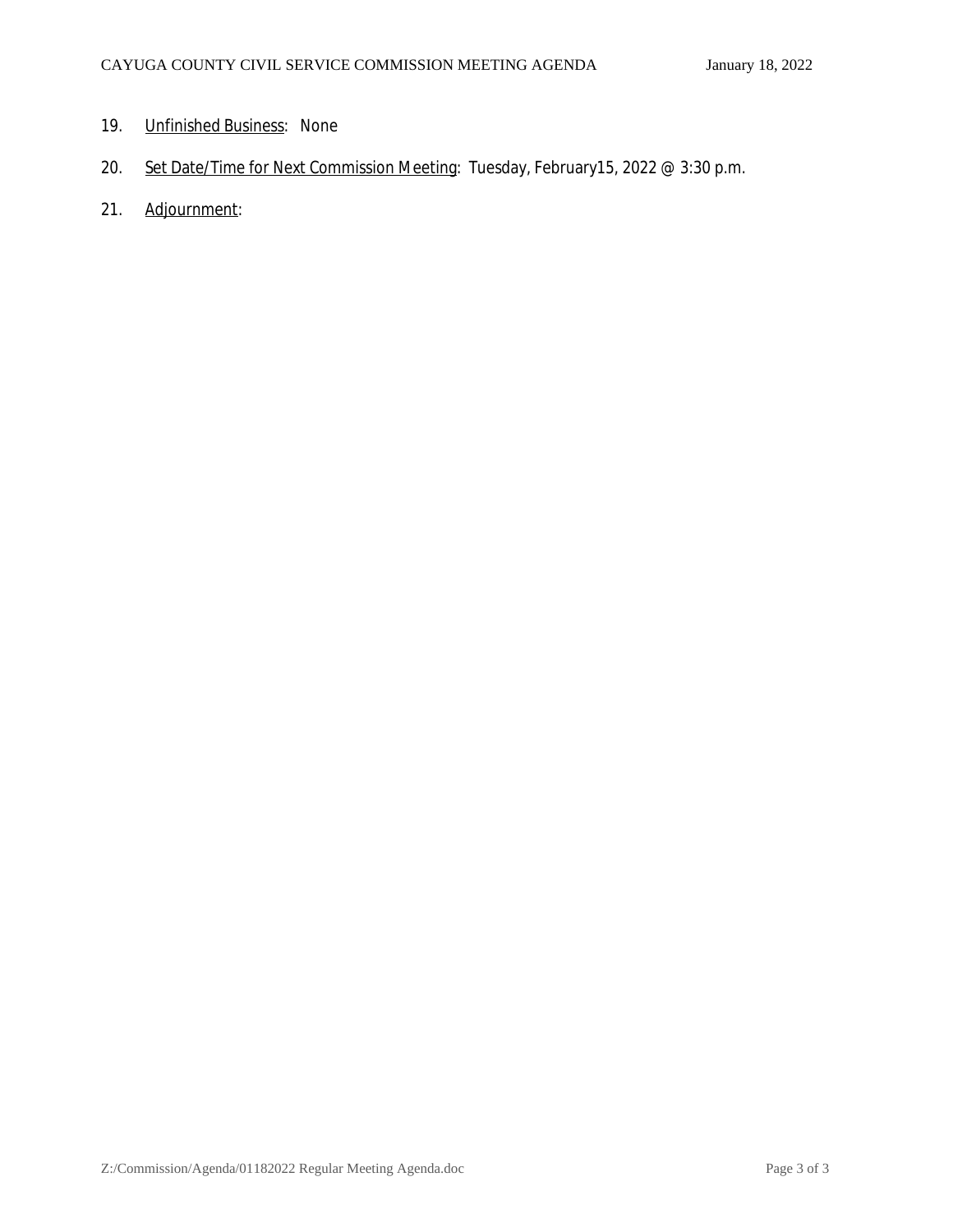19. Unfinished Business: None

20. Set Date/Time for Next Commission Meeting: Tuesday, February15, 2022 @ 3:30 p.m.

21. Adjournment: